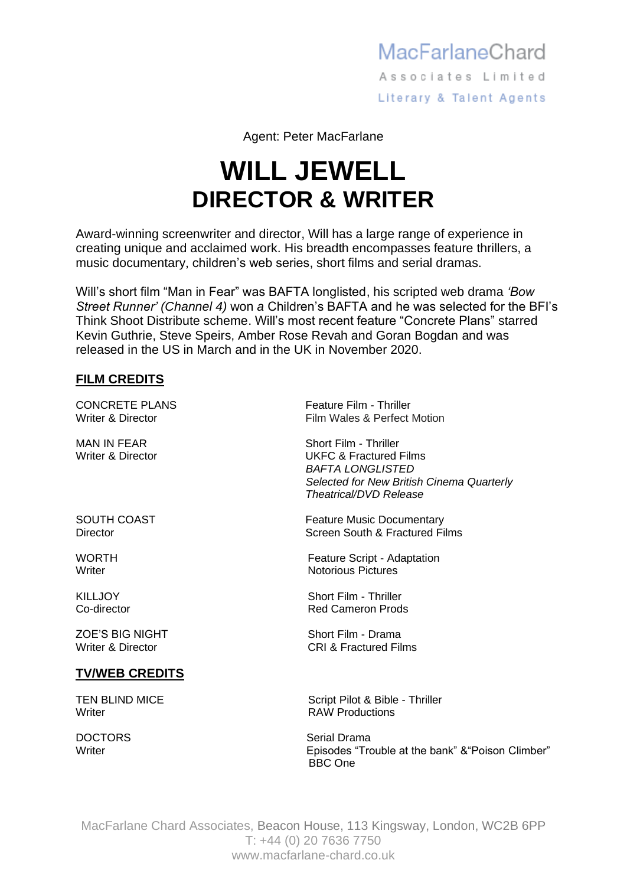MacFarlaneChard

Associates Limited

Literary & Talent Agents

Agent: Peter MacFarlane

# WILL JEWELL
## DIRECTOR & WRITER

Award-winning screenwriter and director, Will has a large range of experience in creating unique and acclaimed work. His breadth encompasses feature thrillers, a music documentary, children's web series, short films and serial dramas.

Will's short film "Man in Fear" was BAFTA longlisted, his scripted web drama *'Bow Street Runner' (Channel 4)* won *a* Children's BAFTA and he was selected for the BFI's Think Shoot Distribute scheme. Will's most recent feature "Concrete Plans" starred Kevin Guthrie, Steve Speirs, Amber Rose Revah and Goran Bogdan and was released in the US in March and in the UK in November 2020.

### FILM CREDITS

| | |
|---|---|
| CONCRETE PLANS<br>Writer & Director | Feature Film - Thriller<br>Film Wales & Perfect Motion |
| MAN IN FEAR<br>Writer & Director | Short Film - Thriller<br>UKFC & Fractured Films<br>*BAFTA LONGLISTED*<br>*Selected for New British Cinema Quarterly Theatrical/DVD Release* |
| SOUTH COAST<br>Director | Feature Music Documentary<br>Screen South & Fractured Films |
| WORTH<br>Writer | Feature Script - Adaptation<br>Notorious Pictures |
| KILLJOY<br>Co-director | Short Film - Thriller<br>Red Cameron Prods |
| ZOE'S BIG NIGHT<br>Writer & Director | Short Film - Drama<br>CRI & Fractured Films |

### TV/WEB CREDITS

| | |
|---|---|
| TEN BLIND MICE<br>Writer | Script Pilot & Bible - Thriller<br>RAW Productions |
| DOCTORS<br>Writer | Serial Drama<br>Episodes "Trouble at the bank" &"Poison Climber"<br>BBC One |

MacFarlane Chard Associates, Beacon House, 113 Kingsway, London, WC2B 6PP
T: +44 (0) 20 7636 7750
www.macfarlane-chard.co.uk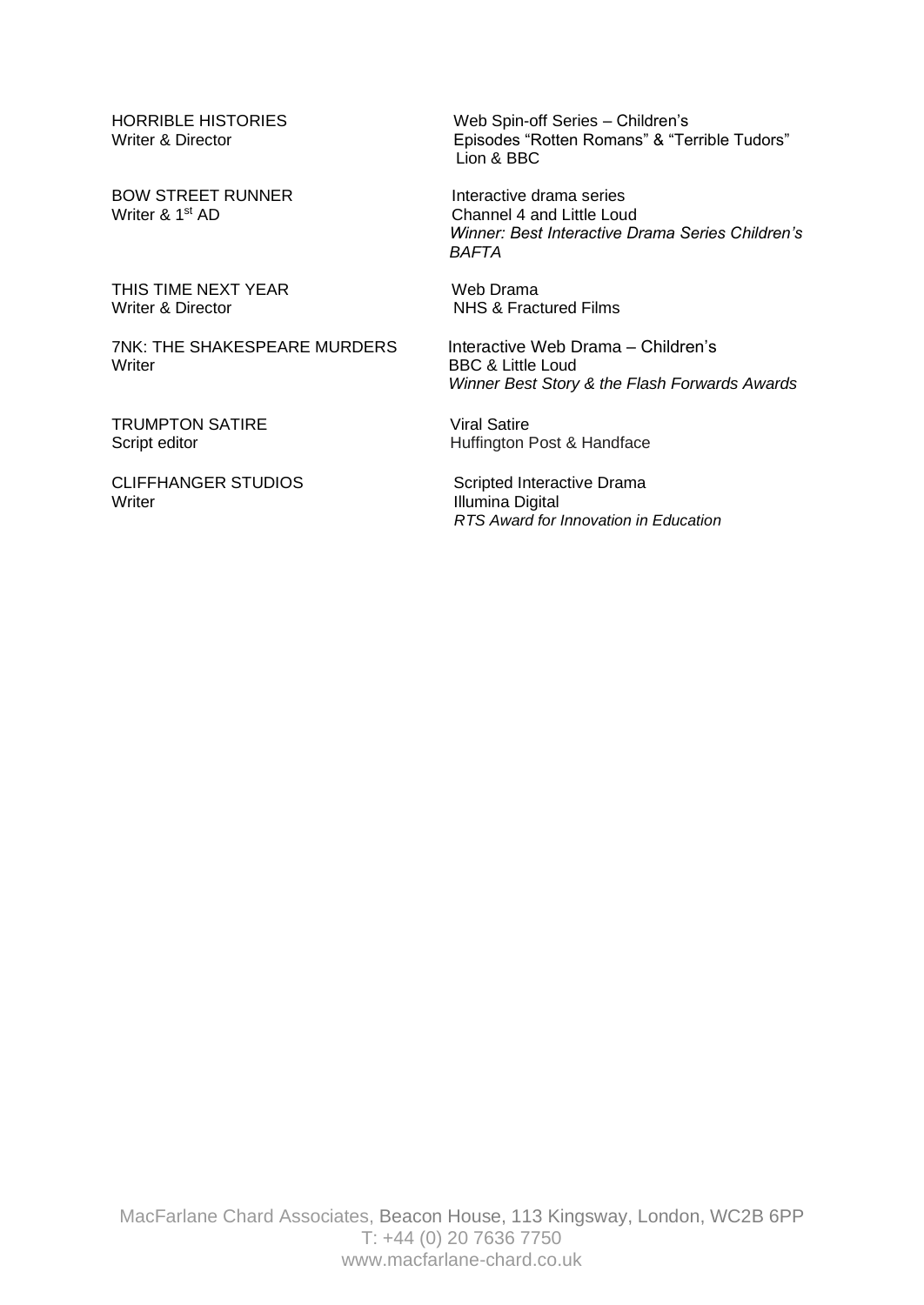| | |
|---|---|
| HORRIBLE HISTORIES<br>Writer & Director | Web Spin-off Series – Children's<br>Episodes "Rotten Romans" & "Terrible Tudors"<br>Lion & BBC |
| BOW STREET RUNNER<br>Writer & 1st AD | Interactive drama series<br>Channel 4 and Little Loud<br>*Winner: Best Interactive Drama Series Children's BAFTA* |
| THIS TIME NEXT YEAR<br>Writer & Director | Web Drama<br>NHS & Fractured Films |
| 7NK: THE SHAKESPEARE MURDERS<br>Writer | Interactive Web Drama – Children's<br>BBC & Little Loud<br>*Winner Best Story & the Flash Forwards Awards* |
| TRUMPTON SATIRE<br>Script editor | Viral Satire<br>Huffington Post & Handface |
| CLIFFHANGER STUDIOS<br>Writer | Scripted Interactive Drama<br>Illumina Digital<br>*RTS Award for Innovation in Education* |